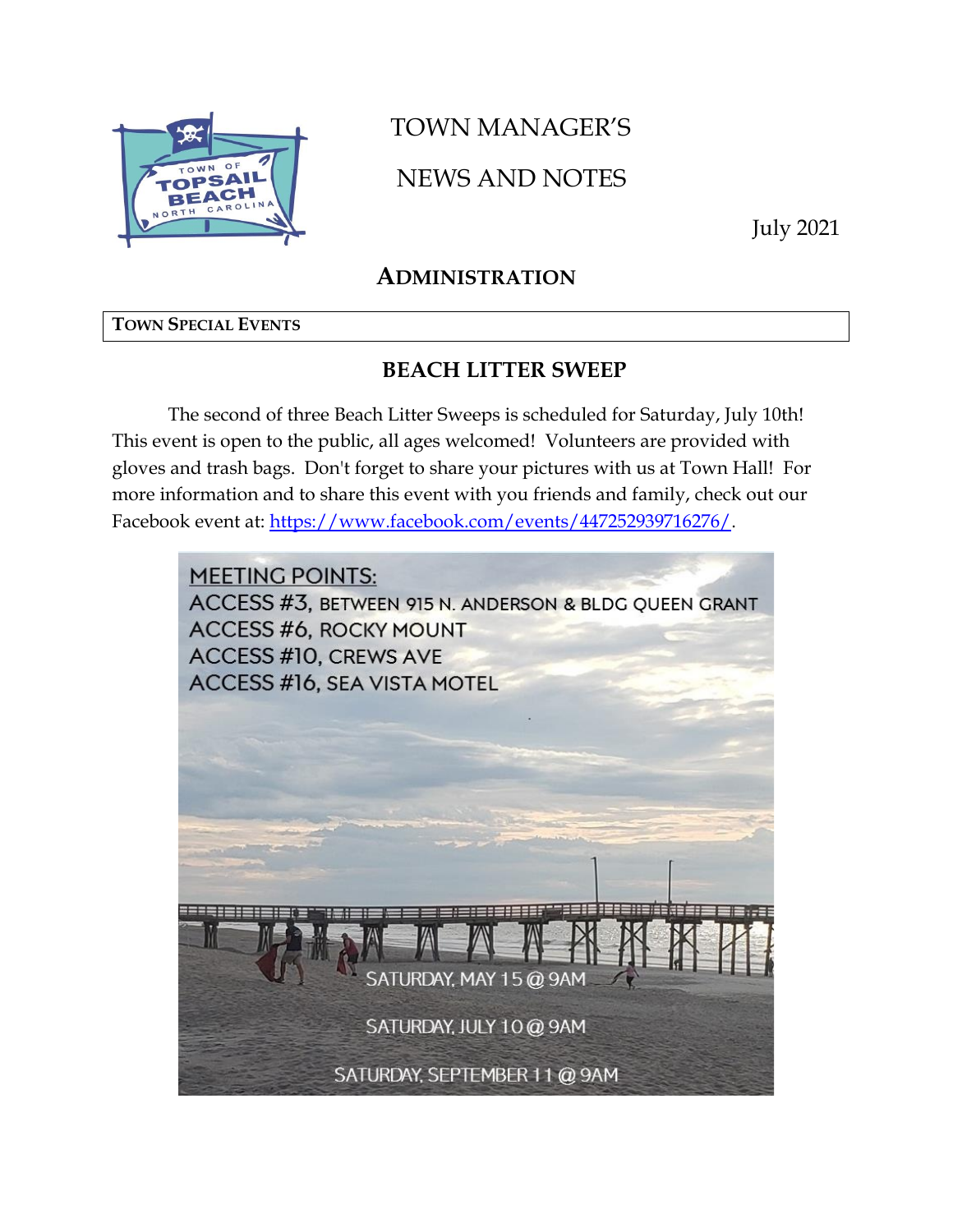# TOWN MANAGER'S NEWS AND NOTES

July 2021

## ADMINISTRATION

### TOWN SPECIAL EVENTS

### BEACH LITTER SWEEP

The second of three Beach Litter Sweeps is scheduled for Saturday, July 10th! This event is open to the public, all ages welcomed! Volunteers are provided with gloves and trash bags. Don't forget to share your pictures with us at Town Hall! For more information and to share this event with you friends and family, check out our Facebook event at: [https://www.facebook.com/events/447252939716276/](https://www.facebook.com/events/447252939716276/).

MEETING POINTS:
ACCESS #3, BETWEEN 915 N. ANDERSON & BLDG QUEEN GRANT
ACCESS #6, ROCKY MOUNT
ACCESS #10, CREWS AVE
ACCESS #16, SEA VISTA MOTEL

SATURDAY, MAY 15 @ 9AM

SATURDAY, JULY 10 @ 9AM

SATURDAY, SEPTEMBER 11 @ 9AM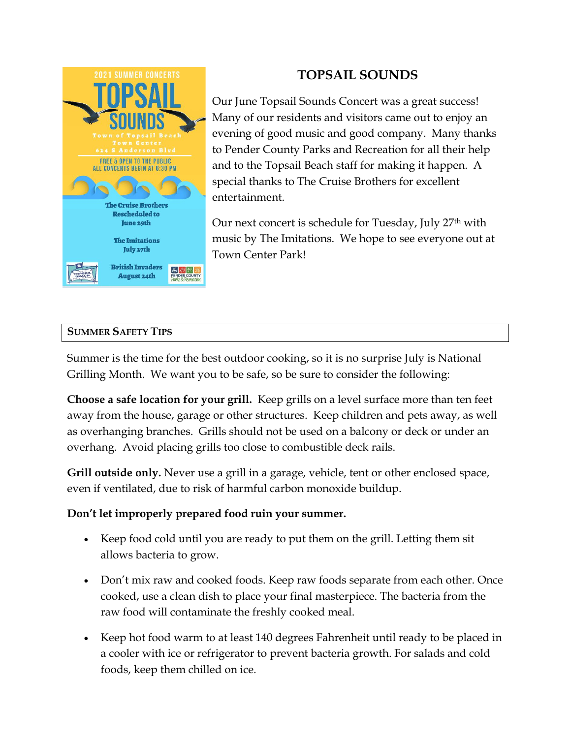2021 SUMMER CONCERTS

TOPSAIL SOUNDS

Town of Topsail Beach
Town Center
624 S Anderson Blvd

FREE & OPEN TO THE PUBLIC
ALL CONCERTS BEGIN AT 6:30 PM

The Cruise Brothers
Rescheduled to
June 29th

The Imitations
July 27th

British Invaders
August 24th

## TOPSAIL SOUNDS

Our June Topsail Sounds Concert was a great success! Many of our residents and visitors came out to enjoy an evening of good music and good company. Many thanks to Pender County Parks and Recreation for all their help and to the Topsail Beach staff for making it happen. A special thanks to The Cruise Brothers for excellent entertainment.

Our next concert is schedule for Tuesday, July 27th with music by The Imitations. We hope to see everyone out at Town Center Park!

## SUMMER SAFETY TIPS

Summer is the time for the best outdoor cooking, so it is no surprise July is National Grilling Month. We want you to be safe, so be sure to consider the following:

**Choose a safe location for your grill.** Keep grills on a level surface more than ten feet away from the house, garage or other structures. Keep children and pets away, as well as overhanging branches. Grills should not be used on a balcony or deck or under an overhang. Avoid placing grills too close to combustible deck rails.

**Grill outside only.** Never use a grill in a garage, vehicle, tent or other enclosed space, even if ventilated, due to risk of harmful carbon monoxide buildup.

**Don't let improperly prepared food ruin your summer.**

- Keep food cold until you are ready to put them on the grill. Letting them sit allows bacteria to grow.
- Don't mix raw and cooked foods. Keep raw foods separate from each other. Once cooked, use a clean dish to place your final masterpiece. The bacteria from the raw food will contaminate the freshly cooked meal.
- Keep hot food warm to at least 140 degrees Fahrenheit until ready to be placed in a cooler with ice or refrigerator to prevent bacteria growth. For salads and cold foods, keep them chilled on ice.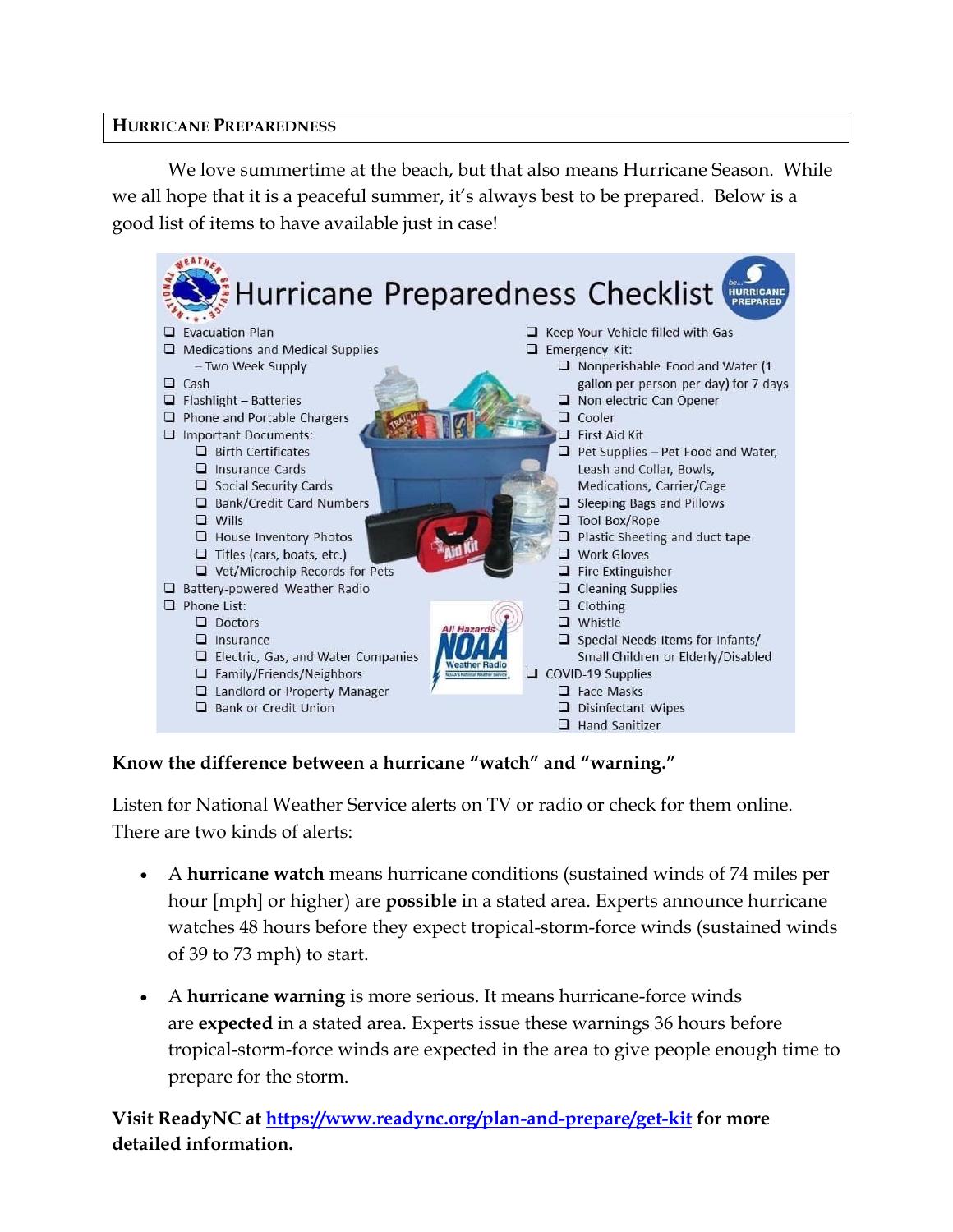## HURRICANE PREPAREDNESS

We love summertime at the beach, but that also means Hurricane Season. While we all hope that it is a peaceful summer, it's always best to be prepared. Below is a good list of items to have available just in case!

# Hurricane Preparedness Checklist

- ❑ Evacuation Plan
- ❑ Medications and Medical Supplies – Two Week Supply
- ❑ Cash
- ❑ Flashlight – Batteries
- ❑ Phone and Portable Chargers
- ❑ Important Documents:
  - ❑ Birth Certificates
  - ❑ Insurance Cards
  - ❑ Social Security Cards
  - ❑ Bank/Credit Card Numbers
  - ❑ Wills
  - ❑ House Inventory Photos
  - ❑ Titles (cars, boats, etc.)
  - ❑ Vet/Microchip Records for Pets
- ❑ Battery-powered Weather Radio
- ❑ Phone List:
  - ❑ Doctors
  - ❑ Insurance
  - ❑ Electric, Gas, and Water Companies
  - ❑ Family/Friends/Neighbors
  - ❑ Landlord or Property Manager
  - ❑ Bank or Credit Union
- ❑ Keep Your Vehicle filled with Gas
- ❑ Emergency Kit:
  - ❑ Nonperishable Food and Water (1 gallon per person per day) for 7 days
  - ❑ Non-electric Can Opener
  - ❑ Cooler
  - ❑ First Aid Kit
  - ❑ Pet Supplies – Pet Food and Water, Leash and Collar, Bowls, Medications, Carrier/Cage
  - ❑ Sleeping Bags and Pillows
  - ❑ Tool Box/Rope
  - ❑ Plastic Sheeting and duct tape
  - ❑ Work Gloves
  - ❑ Fire Extinguisher
  - ❑ Cleaning Supplies
  - ❑ Clothing
  - ❑ Whistle
  - ❑ Special Needs Items for Infants/ Small Children or Elderly/Disabled
- ❑ COVID-19 Supplies
  - ❑ Face Masks
  - ❑ Disinfectant Wipes
  - ❑ Hand Sanitizer

**Know the difference between a hurricane "watch" and "warning."**

Listen for National Weather Service alerts on TV or radio or check for them online. There are two kinds of alerts:

- A **hurricane watch** means hurricane conditions (sustained winds of 74 miles per hour [mph] or higher) are **possible** in a stated area. Experts announce hurricane watches 48 hours before they expect tropical-storm-force winds (sustained winds of 39 to 73 mph) to start.
- A **hurricane warning** is more serious. It means hurricane-force winds are **expected** in a stated area. Experts issue these warnings 36 hours before tropical-storm-force winds are expected in the area to give people enough time to prepare for the storm.

**Visit ReadyNC at [https://www.readync.org/plan-and-prepare/get-kit](https://www.readync.org/plan-and-prepare/get-kit) for more detailed information.**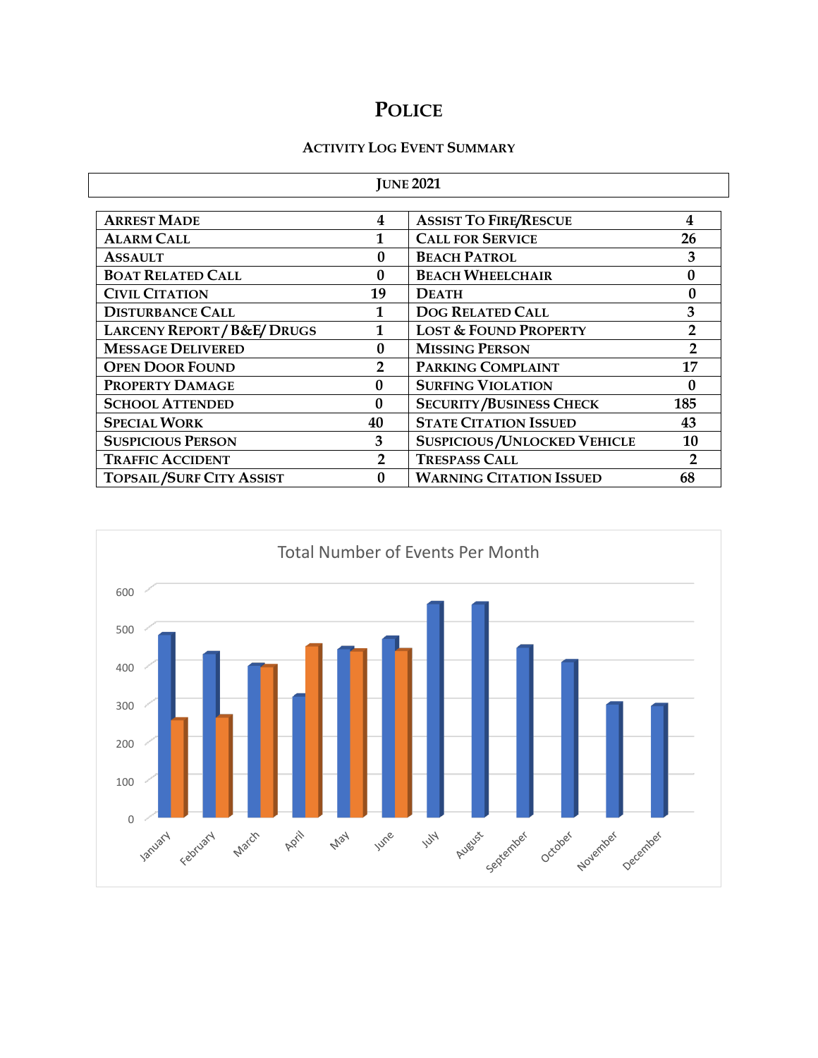# Police

## Activity Log Event Summary

| June 2021 | | | |
|---|---|---|---|
| Arrest Made | 4 | Assist To Fire/Rescue | 4 |
| Alarm Call | 1 | Call for Service | 26 |
| Assault | 0 | Beach Patrol | 3 |
| Boat Related Call | 0 | Beach Wheelchair | 0 |
| Civil Citation | 19 | Death | 0 |
| Disturbance Call | 1 | Dog Related Call | 3 |
| Larceny Report / B&E/ Drugs | 1 | Lost & Found Property | 2 |
| Message Delivered | 0 | Missing Person | 2 |
| Open Door Found | 2 | Parking Complaint | 17 |
| Property Damage | 0 | Surfing Violation | 0 |
| School Attended | 0 | Security /Business Check | 185 |
| Special Work | 40 | State Citation Issued | 43 |
| Suspicious Person | 3 | Suspicious /Unlocked Vehicle | 10 |
| Traffic Accident | 2 | Trespass Call | 2 |
| Topsail /Surf City Assist | 0 | Warning Citation Issued | 68 |

Total Number of Events Per Month

(Chart: y-axis 0–600; months January through December)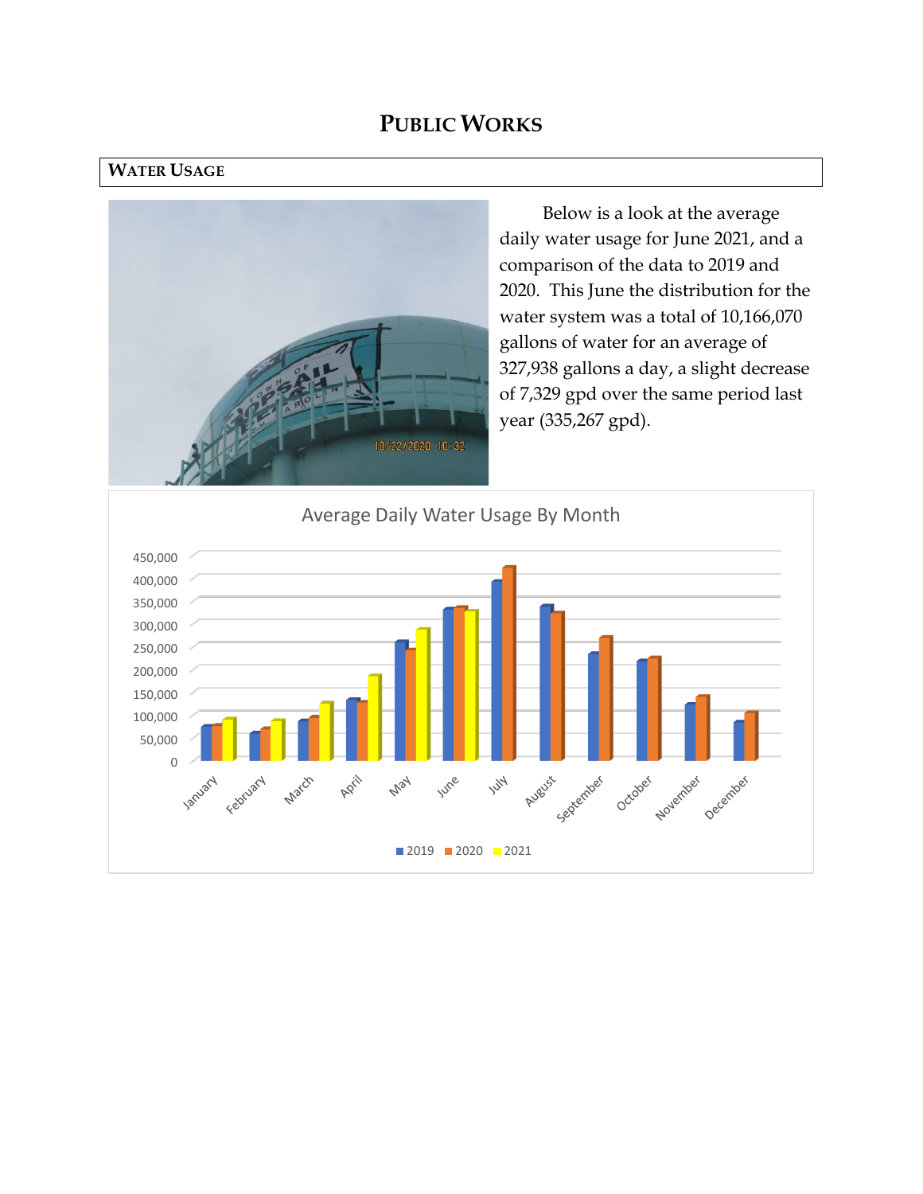# PUBLIC WORKS

## WATER USAGE

Below is a look at the average daily water usage for June 2021, and a comparison of the data to 2019 and 2020. This June the distribution for the water system was a total of 10,166,070 gallons of water for an average of 327,938 gallons a day, a slight decrease of 7,329 gpd over the same period last year (335,267 gpd).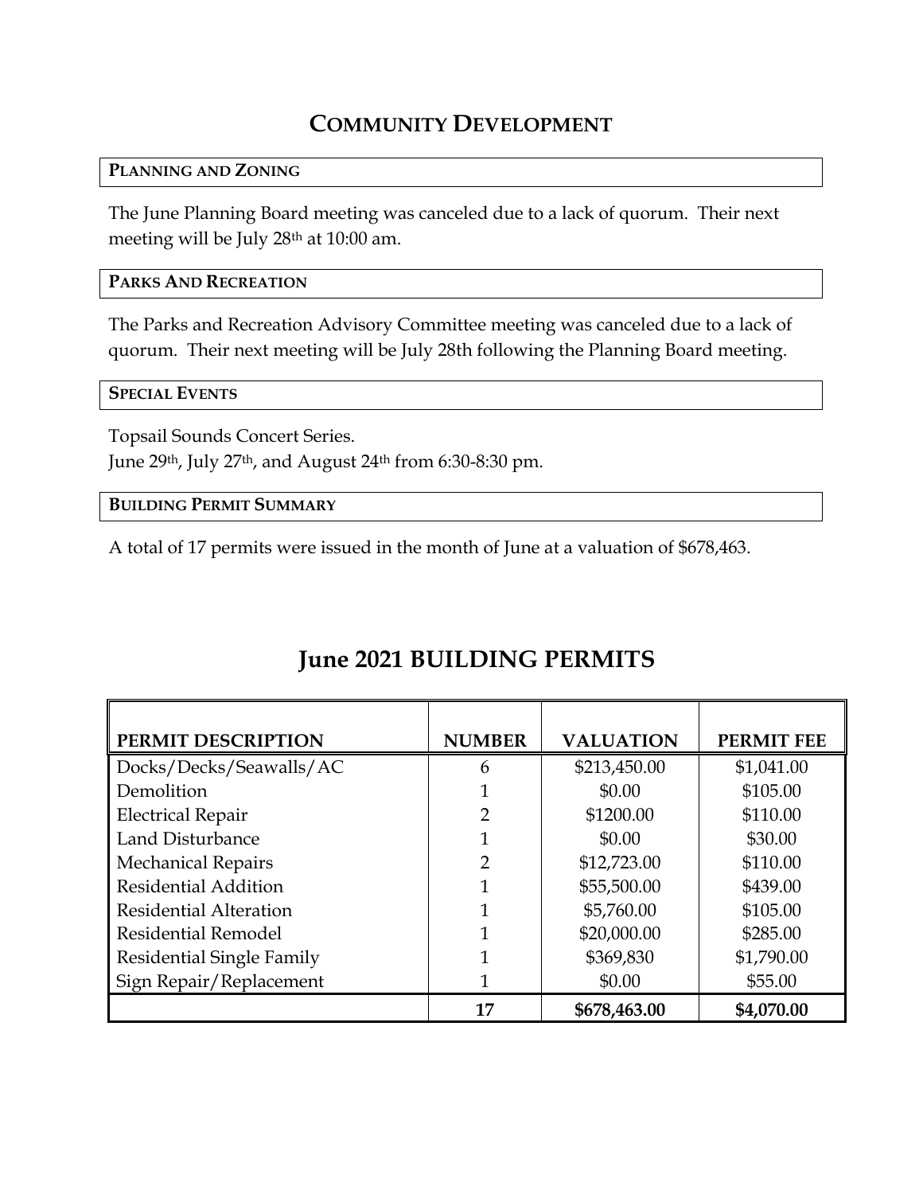# Community Development

## Planning and Zoning

The June Planning Board meeting was canceled due to a lack of quorum. Their next meeting will be July 28th at 10:00 am.

## Parks And Recreation

The Parks and Recreation Advisory Committee meeting was canceled due to a lack of quorum. Their next meeting will be July 28th following the Planning Board meeting.

## Special Events

Topsail Sounds Concert Series.
June 29th, July 27th, and August 24th from 6:30-8:30 pm.

## Building Permit Summary

A total of 17 permits were issued in the month of June at a valuation of $678,463.

# June 2021 BUILDING PERMITS

| PERMIT DESCRIPTION | NUMBER | VALUATION | PERMIT FEE |
|---|---|---|---|
| Docks/Decks/Seawalls/AC | 6 | $213,450.00 | $1,041.00 |
| Demolition | 1 | $0.00 | $105.00 |
| Electrical Repair | 2 | $1200.00 | $110.00 |
| Land Disturbance | 1 | $0.00 | $30.00 |
| Mechanical Repairs | 2 | $12,723.00 | $110.00 |
| Residential Addition | 1 | $55,500.00 | $439.00 |
| Residential Alteration | 1 | $5,760.00 | $105.00 |
| Residential Remodel | 1 | $20,000.00 | $285.00 |
| Residential Single Family | 1 | $369,830 | $1,790.00 |
| Sign Repair/Replacement | 1 | $0.00 | $55.00 |
| | **17** | **$678,463.00** | **$4,070.00** |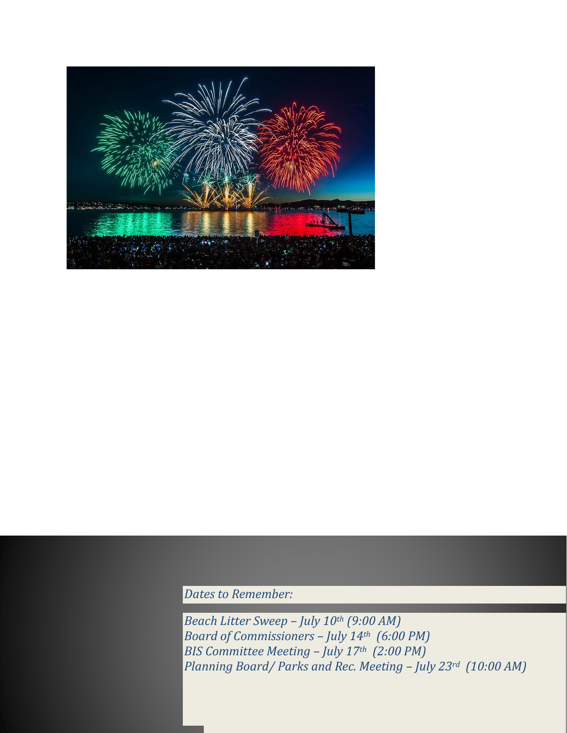*Dates to Remember:*

*Beach Litter Sweep – July 10th (9:00 AM)*
*Board of Commissioners – July 14th (6:00 PM)*
*BIS Committee Meeting – July 17th (2:00 PM)*
*Planning Board/ Parks and Rec. Meeting – July 23rd (10:00 AM)*